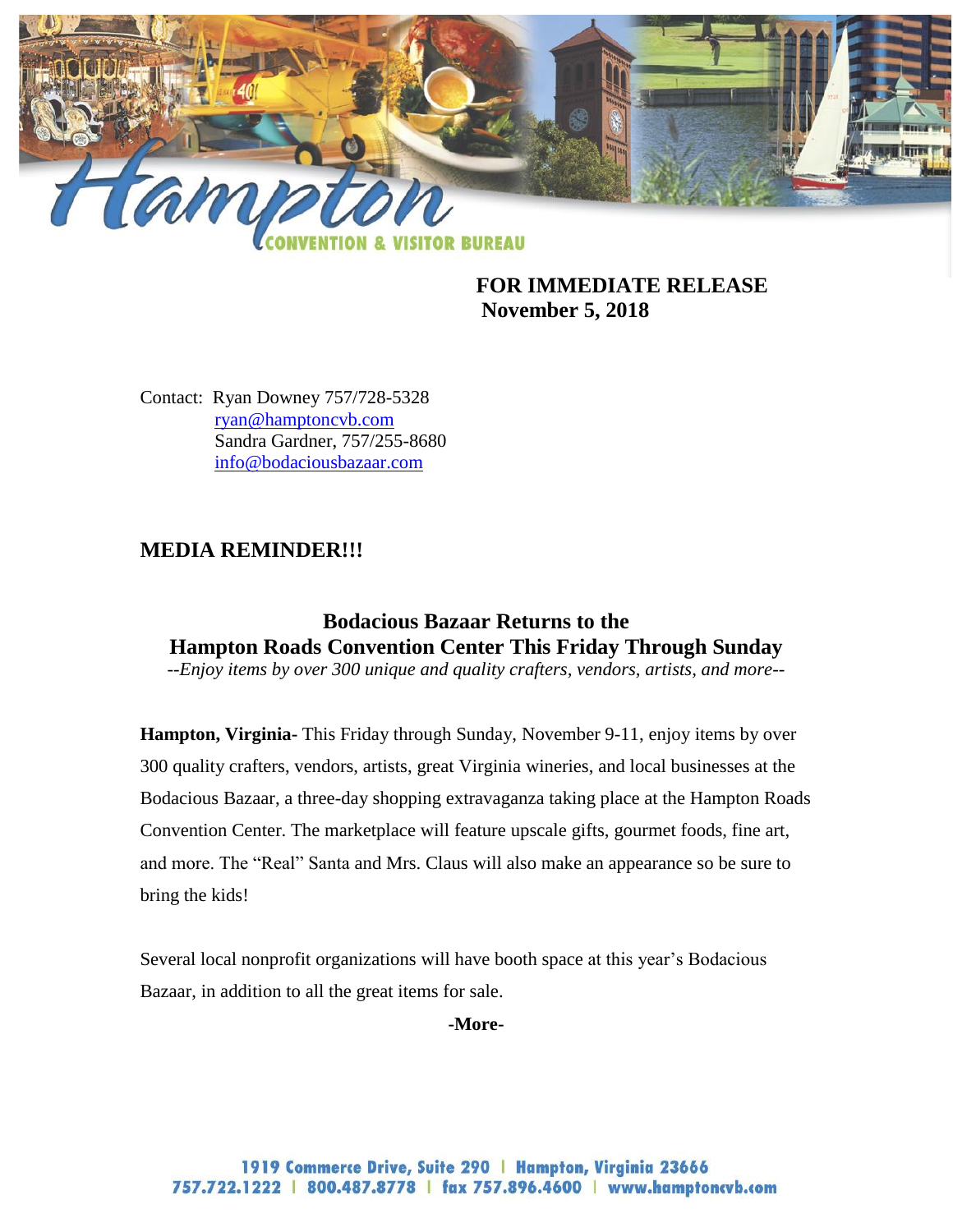**FOR IMMEDIATE RELEASE**
**November 5, 2018**

Contact: Ryan Downey 757/728-5328
ryan@hamptoncvb.com
Sandra Gardner, 757/255-8680
info@bodaciousbazaar.com

## MEDIA REMINDER!!!

### Bodacious Bazaar Returns to the Hampton Roads Convention Center This Friday Through Sunday

*--Enjoy items by over 300 unique and quality crafters, vendors, artists, and more--*

**Hampton, Virginia-** This Friday through Sunday, November 9-11, enjoy items by over 300 quality crafters, vendors, artists, great Virginia wineries, and local businesses at the Bodacious Bazaar, a three-day shopping extravaganza taking place at the Hampton Roads Convention Center. The marketplace will feature upscale gifts, gourmet foods, fine art, and more. The "Real" Santa and Mrs. Claus will also make an appearance so be sure to bring the kids!

Several local nonprofit organizations will have booth space at this year's Bodacious Bazaar, in addition to all the great items for sale.

**-More-**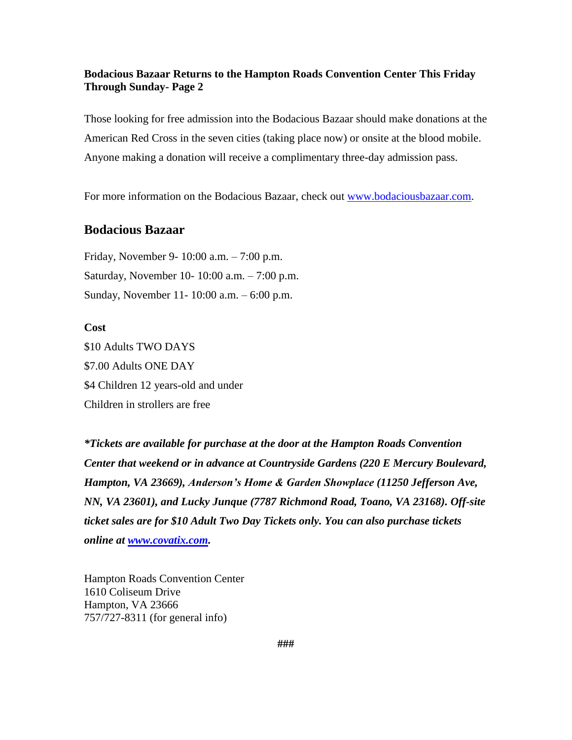**Bodacious Bazaar Returns to the Hampton Roads Convention Center This Friday Through Sunday- Page 2**

Those looking for free admission into the Bodacious Bazaar should make donations at the American Red Cross in the seven cities (taking place now) or onsite at the blood mobile. Anyone making a donation will receive a complimentary three-day admission pass.

For more information on the Bodacious Bazaar, check out www.bodaciousbazaar.com.

## Bodacious Bazaar

Friday, November 9- 10:00 a.m. – 7:00 p.m.
Saturday, November 10- 10:00 a.m. – 7:00 p.m.
Sunday, November 11- 10:00 a.m. – 6:00 p.m.

**Cost**

$10 Adults TWO DAYS
$7.00 Adults ONE DAY
$4 Children 12 years-old and under
Children in strollers are free

***Tickets are available for purchase at the door at the Hampton Roads Convention Center that weekend or in advance at Countryside Gardens (220 E Mercury Boulevard, Hampton, VA 23669), Anderson's Home & Garden Showplace (11250 Jefferson Ave, NN, VA 23601), and Lucky Junque (7787 Richmond Road, Toano, VA 23168). Off-site ticket sales are for $10 Adult Two Day Tickets only. You can also purchase tickets online at www.covatix.com.***

Hampton Roads Convention Center
1610 Coliseum Drive
Hampton, VA 23666
757/727-8311 (for general info)

###